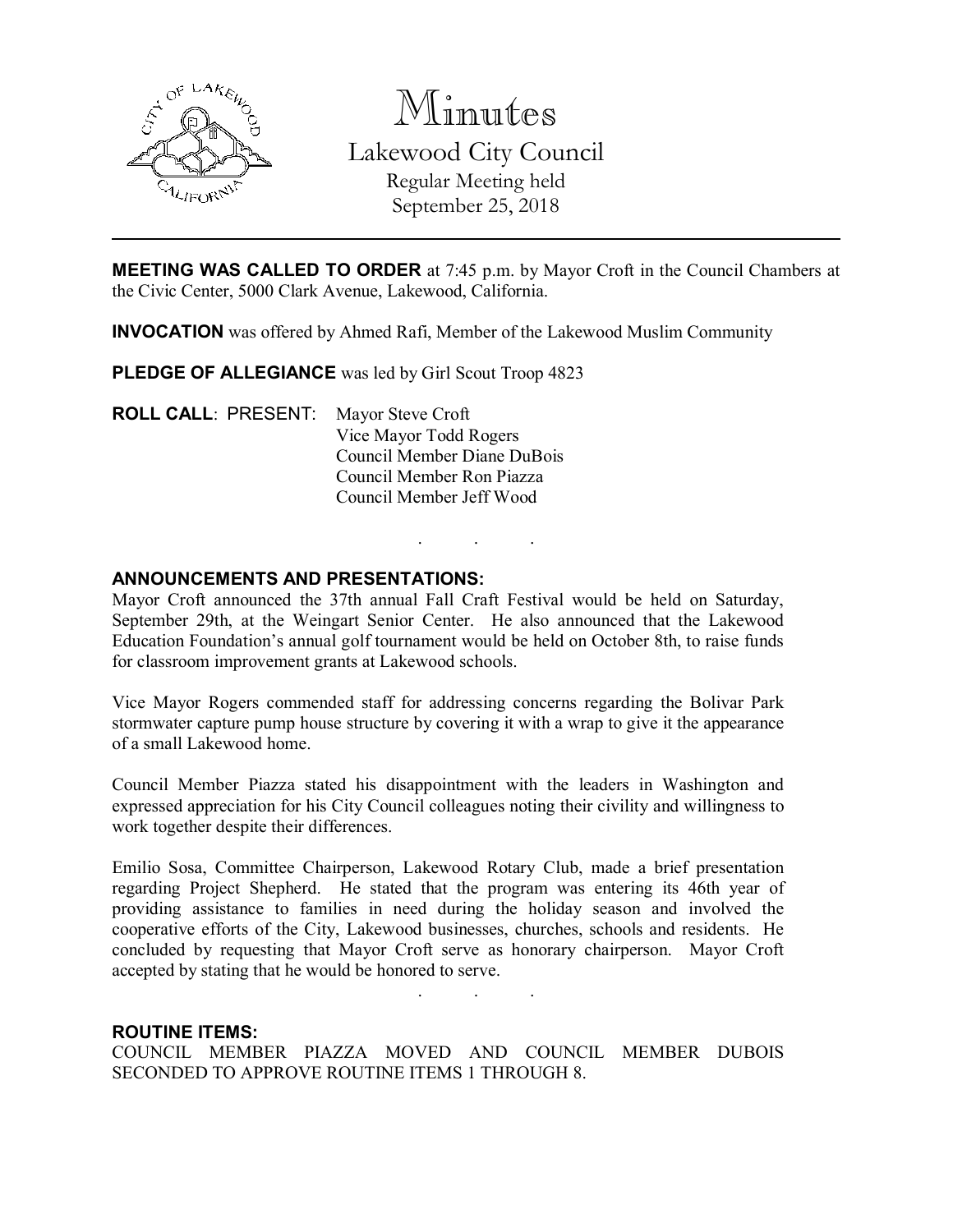# Minutes

## Lakewood City Council

Regular Meeting held
September 25, 2018

---

**MEETING WAS CALLED TO ORDER** at 7:45 p.m. by Mayor Croft in the Council Chambers at the Civic Center, 5000 Clark Avenue, Lakewood, California.

**INVOCATION** was offered by Ahmed Rafi, Member of the Lakewood Muslim Community

**PLEDGE OF ALLEGIANCE** was led by Girl Scout Troop 4823

**ROLL CALL**: PRESENT:
- Mayor Steve Croft
- Vice Mayor Todd Rogers
- Council Member Diane DuBois
- Council Member Ron Piazza
- Council Member Jeff Wood

. . .

**ANNOUNCEMENTS AND PRESENTATIONS:**

Mayor Croft announced the 37th annual Fall Craft Festival would be held on Saturday, September 29th, at the Weingart Senior Center. He also announced that the Lakewood Education Foundation's annual golf tournament would be held on October 8th, to raise funds for classroom improvement grants at Lakewood schools.

Vice Mayor Rogers commended staff for addressing concerns regarding the Bolivar Park stormwater capture pump house structure by covering it with a wrap to give it the appearance of a small Lakewood home.

Council Member Piazza stated his disappointment with the leaders in Washington and expressed appreciation for his City Council colleagues noting their civility and willingness to work together despite their differences.

Emilio Sosa, Committee Chairperson, Lakewood Rotary Club, made a brief presentation regarding Project Shepherd. He stated that the program was entering its 46th year of providing assistance to families in need during the holiday season and involved the cooperative efforts of the City, Lakewood businesses, churches, schools and residents. He concluded by requesting that Mayor Croft serve as honorary chairperson. Mayor Croft accepted by stating that he would be honored to serve.

. . .

**ROUTINE ITEMS:**

COUNCIL MEMBER PIAZZA MOVED AND COUNCIL MEMBER DUBOIS SECONDED TO APPROVE ROUTINE ITEMS 1 THROUGH 8.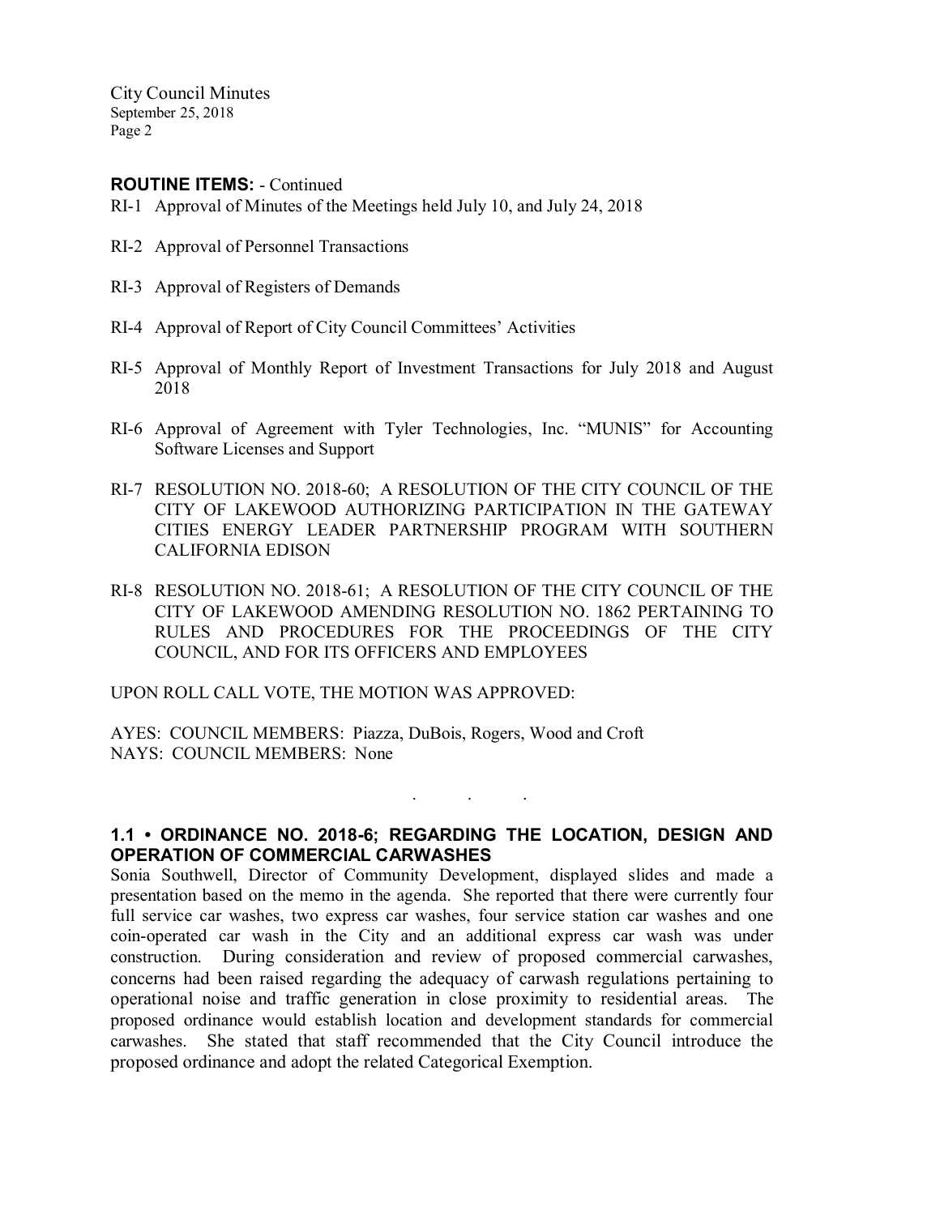**ROUTINE ITEMS:** - Continued

RI-1 Approval of Minutes of the Meetings held July 10, and July 24, 2018

RI-2 Approval of Personnel Transactions

RI-3 Approval of Registers of Demands

RI-4 Approval of Report of City Council Committees' Activities

RI-5 Approval of Monthly Report of Investment Transactions for July 2018 and August 2018

RI-6 Approval of Agreement with Tyler Technologies, Inc. "MUNIS" for Accounting Software Licenses and Support

RI-7 RESOLUTION NO. 2018-60; A RESOLUTION OF THE CITY COUNCIL OF THE CITY OF LAKEWOOD AUTHORIZING PARTICIPATION IN THE GATEWAY CITIES ENERGY LEADER PARTNERSHIP PROGRAM WITH SOUTHERN CALIFORNIA EDISON

RI-8 RESOLUTION NO. 2018-61; A RESOLUTION OF THE CITY COUNCIL OF THE CITY OF LAKEWOOD AMENDING RESOLUTION NO. 1862 PERTAINING TO RULES AND PROCEDURES FOR THE PROCEEDINGS OF THE CITY COUNCIL, AND FOR ITS OFFICERS AND EMPLOYEES

UPON ROLL CALL VOTE, THE MOTION WAS APPROVED:

AYES: COUNCIL MEMBERS: Piazza, DuBois, Rogers, Wood and Croft
NAYS: COUNCIL MEMBERS: None

. . .

**1.1 • ORDINANCE NO. 2018-6; REGARDING THE LOCATION, DESIGN AND OPERATION OF COMMERCIAL CARWASHES**

Sonia Southwell, Director of Community Development, displayed slides and made a presentation based on the memo in the agenda. She reported that there were currently four full service car washes, two express car washes, four service station car washes and one coin-operated car wash in the City and an additional express car wash was under construction. During consideration and review of proposed commercial carwashes, concerns had been raised regarding the adequacy of carwash regulations pertaining to operational noise and traffic generation in close proximity to residential areas. The proposed ordinance would establish location and development standards for commercial carwashes. She stated that staff recommended that the City Council introduce the proposed ordinance and adopt the related Categorical Exemption.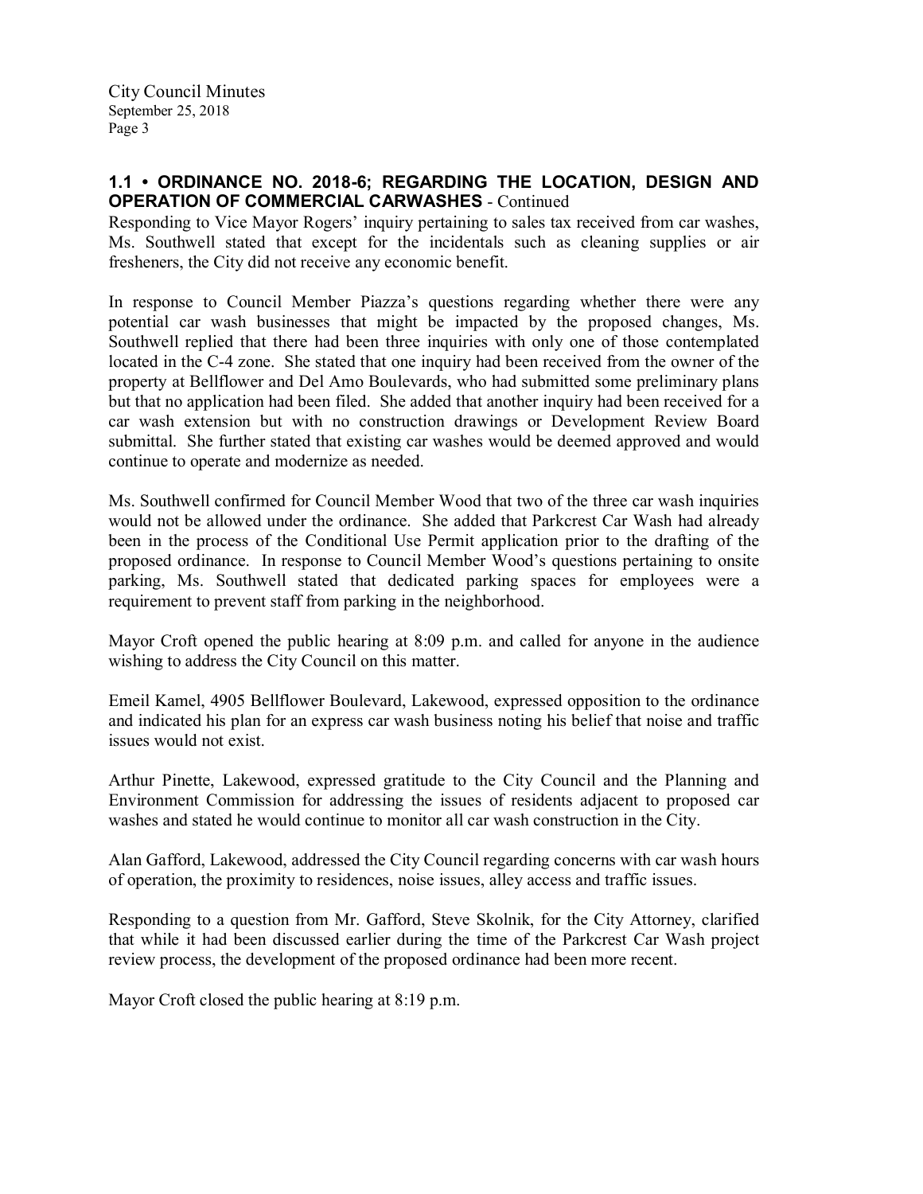**1.1 • ORDINANCE NO. 2018-6; REGARDING THE LOCATION, DESIGN AND OPERATION OF COMMERCIAL CARWASHES** - Continued

Responding to Vice Mayor Rogers' inquiry pertaining to sales tax received from car washes, Ms. Southwell stated that except for the incidentals such as cleaning supplies or air fresheners, the City did not receive any economic benefit.

In response to Council Member Piazza's questions regarding whether there were any potential car wash businesses that might be impacted by the proposed changes, Ms. Southwell replied that there had been three inquiries with only one of those contemplated located in the C-4 zone. She stated that one inquiry had been received from the owner of the property at Bellflower and Del Amo Boulevards, who had submitted some preliminary plans but that no application had been filed. She added that another inquiry had been received for a car wash extension but with no construction drawings or Development Review Board submittal. She further stated that existing car washes would be deemed approved and would continue to operate and modernize as needed.

Ms. Southwell confirmed for Council Member Wood that two of the three car wash inquiries would not be allowed under the ordinance. She added that Parkcrest Car Wash had already been in the process of the Conditional Use Permit application prior to the drafting of the proposed ordinance. In response to Council Member Wood's questions pertaining to onsite parking, Ms. Southwell stated that dedicated parking spaces for employees were a requirement to prevent staff from parking in the neighborhood.

Mayor Croft opened the public hearing at 8:09 p.m. and called for anyone in the audience wishing to address the City Council on this matter.

Emeil Kamel, 4905 Bellflower Boulevard, Lakewood, expressed opposition to the ordinance and indicated his plan for an express car wash business noting his belief that noise and traffic issues would not exist.

Arthur Pinette, Lakewood, expressed gratitude to the City Council and the Planning and Environment Commission for addressing the issues of residents adjacent to proposed car washes and stated he would continue to monitor all car wash construction in the City.

Alan Gafford, Lakewood, addressed the City Council regarding concerns with car wash hours of operation, the proximity to residences, noise issues, alley access and traffic issues.

Responding to a question from Mr. Gafford, Steve Skolnik, for the City Attorney, clarified that while it had been discussed earlier during the time of the Parkcrest Car Wash project review process, the development of the proposed ordinance had been more recent.

Mayor Croft closed the public hearing at 8:19 p.m.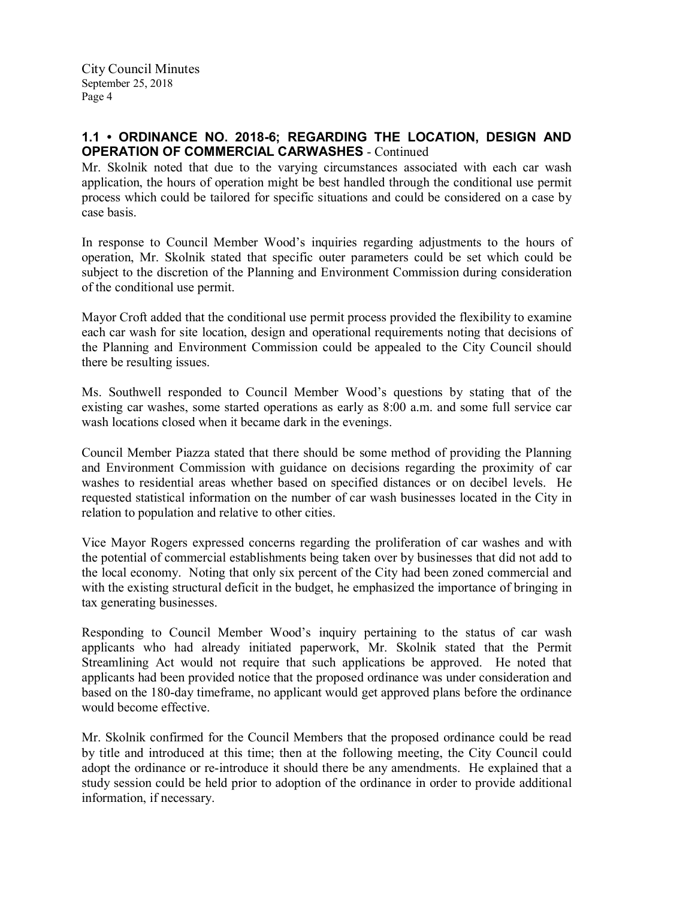## 1.1 • ORDINANCE NO. 2018-6; REGARDING THE LOCATION, DESIGN AND OPERATION OF COMMERCIAL CARWASHES - Continued

Mr. Skolnik noted that due to the varying circumstances associated with each car wash application, the hours of operation might be best handled through the conditional use permit process which could be tailored for specific situations and could be considered on a case by case basis.

In response to Council Member Wood's inquiries regarding adjustments to the hours of operation, Mr. Skolnik stated that specific outer parameters could be set which could be subject to the discretion of the Planning and Environment Commission during consideration of the conditional use permit.

Mayor Croft added that the conditional use permit process provided the flexibility to examine each car wash for site location, design and operational requirements noting that decisions of the Planning and Environment Commission could be appealed to the City Council should there be resulting issues.

Ms. Southwell responded to Council Member Wood's questions by stating that of the existing car washes, some started operations as early as 8:00 a.m. and some full service car wash locations closed when it became dark in the evenings.

Council Member Piazza stated that there should be some method of providing the Planning and Environment Commission with guidance on decisions regarding the proximity of car washes to residential areas whether based on specified distances or on decibel levels. He requested statistical information on the number of car wash businesses located in the City in relation to population and relative to other cities.

Vice Mayor Rogers expressed concerns regarding the proliferation of car washes and with the potential of commercial establishments being taken over by businesses that did not add to the local economy. Noting that only six percent of the City had been zoned commercial and with the existing structural deficit in the budget, he emphasized the importance of bringing in tax generating businesses.

Responding to Council Member Wood's inquiry pertaining to the status of car wash applicants who had already initiated paperwork, Mr. Skolnik stated that the Permit Streamlining Act would not require that such applications be approved. He noted that applicants had been provided notice that the proposed ordinance was under consideration and based on the 180-day timeframe, no applicant would get approved plans before the ordinance would become effective.

Mr. Skolnik confirmed for the Council Members that the proposed ordinance could be read by title and introduced at this time; then at the following meeting, the City Council could adopt the ordinance or re-introduce it should there be any amendments. He explained that a study session could be held prior to adoption of the ordinance in order to provide additional information, if necessary.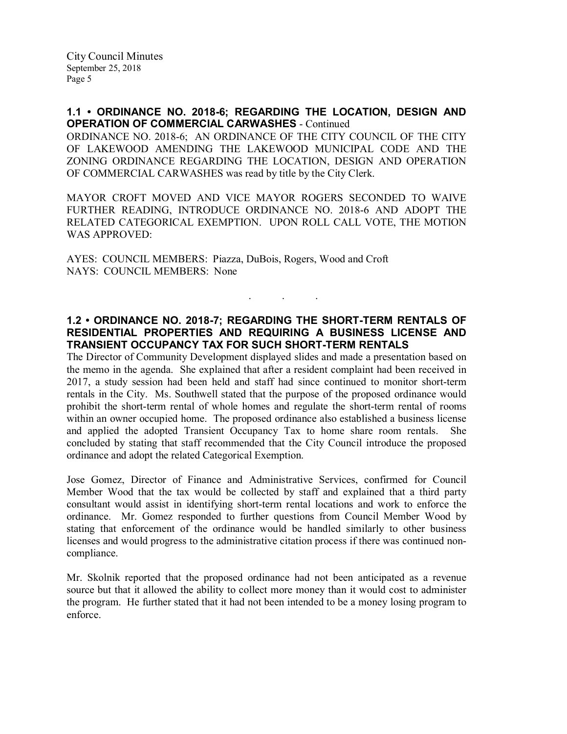**1.1 • ORDINANCE NO. 2018-6; REGARDING THE LOCATION, DESIGN AND OPERATION OF COMMERCIAL CARWASHES** - Continued

ORDINANCE NO. 2018-6; AN ORDINANCE OF THE CITY COUNCIL OF THE CITY OF LAKEWOOD AMENDING THE LAKEWOOD MUNICIPAL CODE AND THE ZONING ORDINANCE REGARDING THE LOCATION, DESIGN AND OPERATION OF COMMERCIAL CARWASHES was read by title by the City Clerk.

MAYOR CROFT MOVED AND VICE MAYOR ROGERS SECONDED TO WAIVE FURTHER READING, INTRODUCE ORDINANCE NO. 2018-6 AND ADOPT THE RELATED CATEGORICAL EXEMPTION. UPON ROLL CALL VOTE, THE MOTION WAS APPROVED:

AYES: COUNCIL MEMBERS: Piazza, DuBois, Rogers, Wood and Croft
NAYS: COUNCIL MEMBERS: None

. . .

**1.2 • ORDINANCE NO. 2018-7; REGARDING THE SHORT-TERM RENTALS OF RESIDENTIAL PROPERTIES AND REQUIRING A BUSINESS LICENSE AND TRANSIENT OCCUPANCY TAX FOR SUCH SHORT-TERM RENTALS**

The Director of Community Development displayed slides and made a presentation based on the memo in the agenda. She explained that after a resident complaint had been received in 2017, a study session had been held and staff had since continued to monitor short-term rentals in the City. Ms. Southwell stated that the purpose of the proposed ordinance would prohibit the short-term rental of whole homes and regulate the short-term rental of rooms within an owner occupied home. The proposed ordinance also established a business license and applied the adopted Transient Occupancy Tax to home share room rentals. She concluded by stating that staff recommended that the City Council introduce the proposed ordinance and adopt the related Categorical Exemption.

Jose Gomez, Director of Finance and Administrative Services, confirmed for Council Member Wood that the tax would be collected by staff and explained that a third party consultant would assist in identifying short-term rental locations and work to enforce the ordinance. Mr. Gomez responded to further questions from Council Member Wood by stating that enforcement of the ordinance would be handled similarly to other business licenses and would progress to the administrative citation process if there was continued non-compliance.

Mr. Skolnik reported that the proposed ordinance had not been anticipated as a revenue source but that it allowed the ability to collect more money than it would cost to administer the program. He further stated that it had not been intended to be a money losing program to enforce.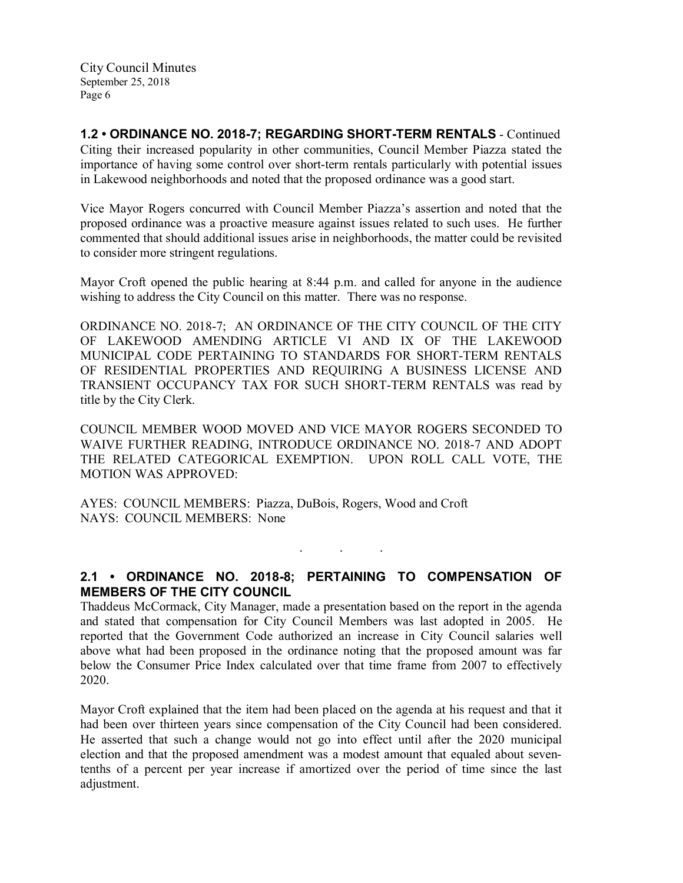**1.2 • ORDINANCE NO. 2018-7; REGARDING SHORT-TERM RENTALS** - Continued

Citing their increased popularity in other communities, Council Member Piazza stated the importance of having some control over short-term rentals particularly with potential issues in Lakewood neighborhoods and noted that the proposed ordinance was a good start.

Vice Mayor Rogers concurred with Council Member Piazza's assertion and noted that the proposed ordinance was a proactive measure against issues related to such uses. He further commented that should additional issues arise in neighborhoods, the matter could be revisited to consider more stringent regulations.

Mayor Croft opened the public hearing at 8:44 p.m. and called for anyone in the audience wishing to address the City Council on this matter. There was no response.

ORDINANCE NO. 2018-7; AN ORDINANCE OF THE CITY COUNCIL OF THE CITY OF LAKEWOOD AMENDING ARTICLE VI AND IX OF THE LAKEWOOD MUNICIPAL CODE PERTAINING TO STANDARDS FOR SHORT-TERM RENTALS OF RESIDENTIAL PROPERTIES AND REQUIRING A BUSINESS LICENSE AND TRANSIENT OCCUPANCY TAX FOR SUCH SHORT-TERM RENTALS was read by title by the City Clerk.

COUNCIL MEMBER WOOD MOVED AND VICE MAYOR ROGERS SECONDED TO WAIVE FURTHER READING, INTRODUCE ORDINANCE NO. 2018-7 AND ADOPT THE RELATED CATEGORICAL EXEMPTION. UPON ROLL CALL VOTE, THE MOTION WAS APPROVED:

AYES: COUNCIL MEMBERS: Piazza, DuBois, Rogers, Wood and Croft
NAYS: COUNCIL MEMBERS: None

. . .

**2.1 • ORDINANCE NO. 2018-8; PERTAINING TO COMPENSATION OF MEMBERS OF THE CITY COUNCIL**

Thaddeus McCormack, City Manager, made a presentation based on the report in the agenda and stated that compensation for City Council Members was last adopted in 2005. He reported that the Government Code authorized an increase in City Council salaries well above what had been proposed in the ordinance noting that the proposed amount was far below the Consumer Price Index calculated over that time frame from 2007 to effectively 2020.

Mayor Croft explained that the item had been placed on the agenda at his request and that it had been over thirteen years since compensation of the City Council had been considered. He asserted that such a change would not go into effect until after the 2020 municipal election and that the proposed amendment was a modest amount that equaled about seven-tenths of a percent per year increase if amortized over the period of time since the last adjustment.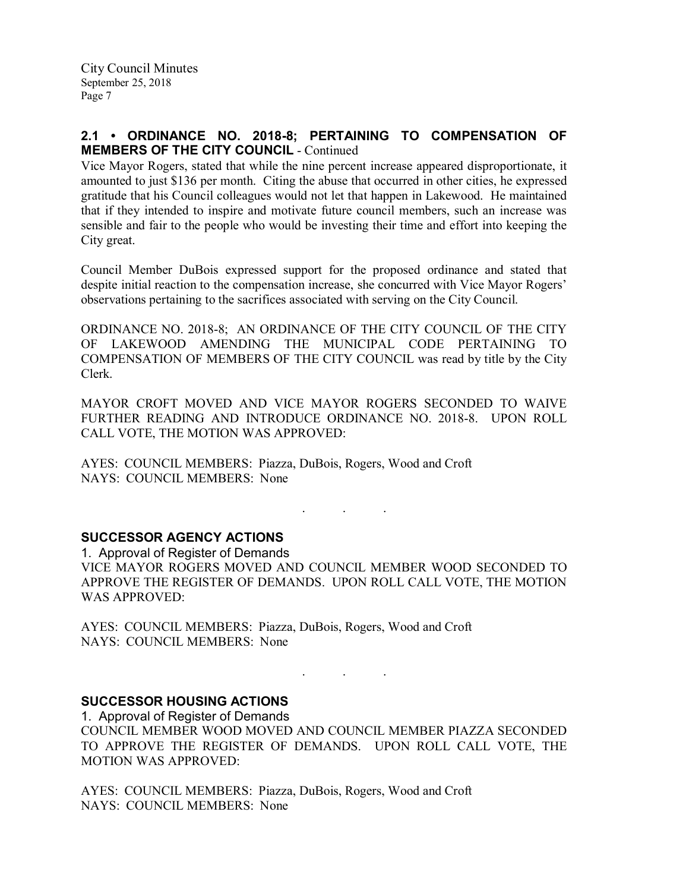## 2.1 • ORDINANCE NO. 2018-8; PERTAINING TO COMPENSATION OF MEMBERS OF THE CITY COUNCIL - Continued

Vice Mayor Rogers, stated that while the nine percent increase appeared disproportionate, it amounted to just $136 per month. Citing the abuse that occurred in other cities, he expressed gratitude that his Council colleagues would not let that happen in Lakewood. He maintained that if they intended to inspire and motivate future council members, such an increase was sensible and fair to the people who would be investing their time and effort into keeping the City great.

Council Member DuBois expressed support for the proposed ordinance and stated that despite initial reaction to the compensation increase, she concurred with Vice Mayor Rogers' observations pertaining to the sacrifices associated with serving on the City Council.

ORDINANCE NO. 2018-8; AN ORDINANCE OF THE CITY COUNCIL OF THE CITY OF LAKEWOOD AMENDING THE MUNICIPAL CODE PERTAINING TO COMPENSATION OF MEMBERS OF THE CITY COUNCIL was read by title by the City Clerk.

MAYOR CROFT MOVED AND VICE MAYOR ROGERS SECONDED TO WAIVE FURTHER READING AND INTRODUCE ORDINANCE NO. 2018-8. UPON ROLL CALL VOTE, THE MOTION WAS APPROVED:

AYES: COUNCIL MEMBERS: Piazza, DuBois, Rogers, Wood and Croft
NAYS: COUNCIL MEMBERS: None

. . .

## SUCCESSOR AGENCY ACTIONS

1. Approval of Register of Demands

VICE MAYOR ROGERS MOVED AND COUNCIL MEMBER WOOD SECONDED TO APPROVE THE REGISTER OF DEMANDS. UPON ROLL CALL VOTE, THE MOTION WAS APPROVED:

AYES: COUNCIL MEMBERS: Piazza, DuBois, Rogers, Wood and Croft
NAYS: COUNCIL MEMBERS: None

. . .

## SUCCESSOR HOUSING ACTIONS

1. Approval of Register of Demands

COUNCIL MEMBER WOOD MOVED AND COUNCIL MEMBER PIAZZA SECONDED TO APPROVE THE REGISTER OF DEMANDS. UPON ROLL CALL VOTE, THE MOTION WAS APPROVED:

AYES: COUNCIL MEMBERS: Piazza, DuBois, Rogers, Wood and Croft
NAYS: COUNCIL MEMBERS: None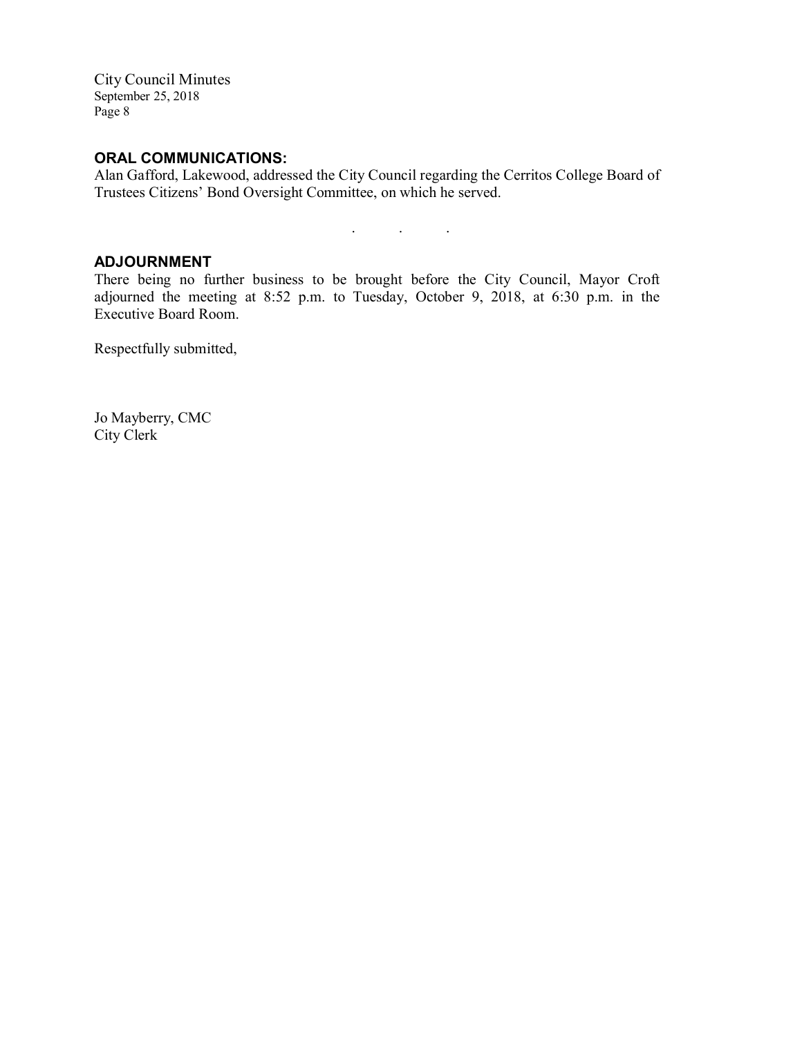## ORAL COMMUNICATIONS:

Alan Gafford, Lakewood, addressed the City Council regarding the Cerritos College Board of Trustees Citizens' Bond Oversight Committee, on which he served.

. . .

## ADJOURNMENT

There being no further business to be brought before the City Council, Mayor Croft adjourned the meeting at 8:52 p.m. to Tuesday, October 9, 2018, at 6:30 p.m. in the Executive Board Room.

Respectfully submitted,

Jo Mayberry, CMC
City Clerk